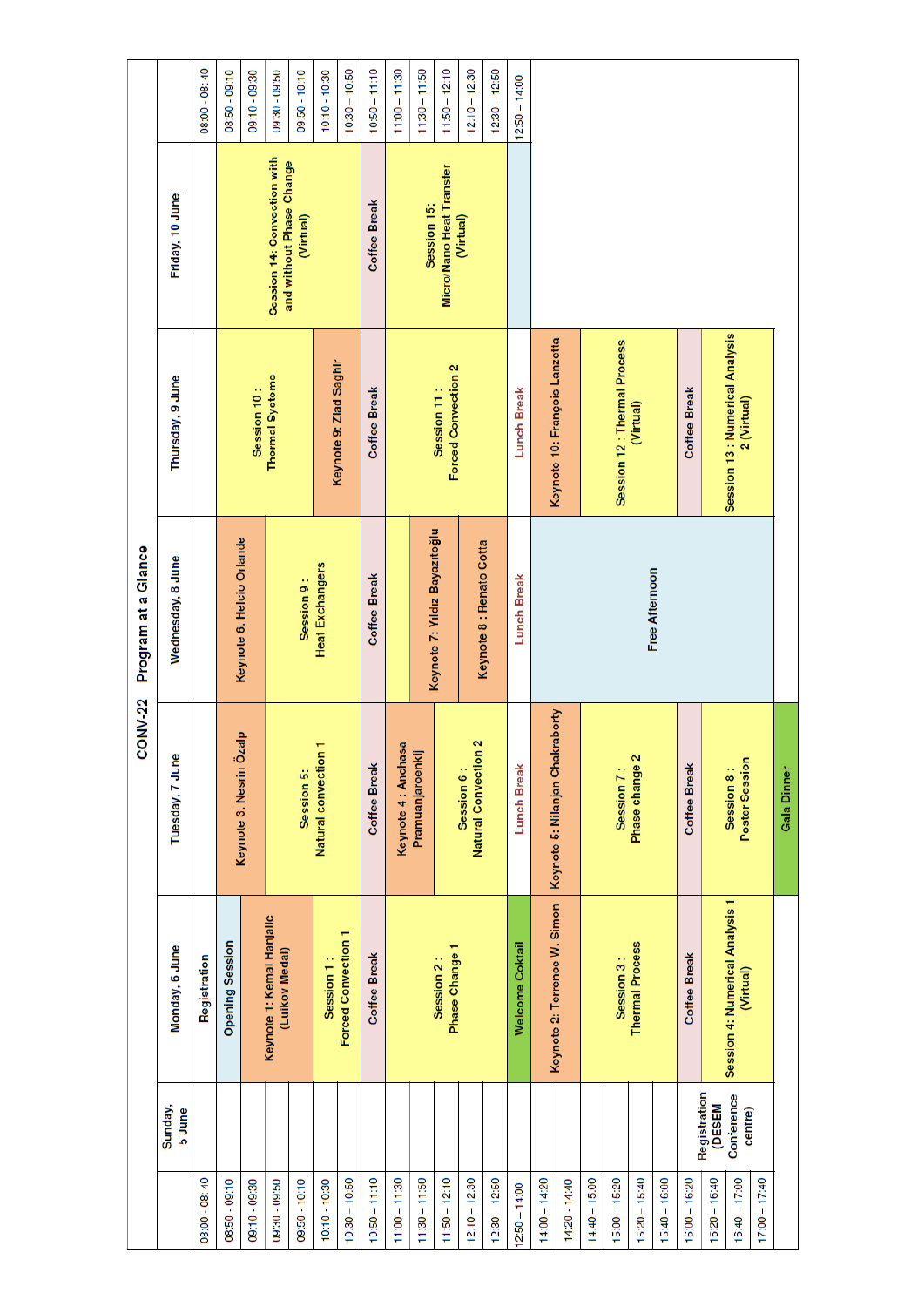# CONV-22 Program at a Glance

| | Sunday, 5 June | Monday, 6 June | Tuesday, 7 June | Wednesday, 8 June | Thursday, 9 June | Friday, 10 June |
|---|---|---|---|---|---|---|
| 08:00 - 08:40 | | Registration | | | | |
| 08:50 - 09:10 | | Opening Session | Keynote 3: Nesrin Özalp | Keynote 6: Helcio Orlande | Session 10 : Thermal Systems | Session 14: Convection with and without Phase Change (Virtual) |
| 09:10 - 09:30 | | Keynote 1: Kemal Hanjalic (Luikov Medal) | | | | |
| 09:30 - 09:50 | | | Session 5: Natural convection 1 | Session 9 : Heat Exchangers | | |
| 09:50 - 10:10 | | Session 1 : Forced Convection 1 | | | | |
| 10:10 - 10:30 | | | | | Keynote 9: Ziad Saghir | |
| 10:30 - 10:50 | | | | | | |
| 10:50 - 11:10 | | Coffee Break | Coffee Break | Coffee Break | Coffee Break | Coffee Break |
| 11:00 - 11:30 | | Session 2 : Phase Change 1 | Keynote 4 : Anchasa Pramuanjaroenkij | | Session 11 : Forced Convection 2 | Session 15: Micro/Nano Heat Transfer (Virtual) |
| 11:30 - 11:50 | | | | Keynote 7: Yildiz Bayazitoğlu | | |
| 11:50 - 12:10 | | | Session 6 : Natural Convection 2 | | | |
| 12:10 - 12:30 | | | | Keynote 8 : Renato Cotta | | |
| 12:30 - 12:50 | | | | | | |
| 12:50 – 14:00 | | Welcome Coktail | Lunch Break | Lunch Break | Lunch Break | |
| 14:00 – 14:20 | | Keynote 2: Terrence W. Simon | Keynote 5: Nilanjan Chakraborty | Free Afternoon | Keynote 10: François Lanzetta | |
| 14:20 – 14:40 | | | | | | |
| 14:40 – 15:00 | | Session 3 : Thermal Process | Session 7 : Phase change 2 | | Session 12 : Thermal Process (Virtual) | |
| 15:00 – 15:20 | | | | | | |
| 15:20 – 15:40 | | | | | | |
| 15:40 – 16:00 | | | | | | |
| 16:00 – 16:20 | Registration (DESEM Conference centre) | Coffee Break | Coffee Break | | Coffee Break | |
| 16:20 – 16:40 | | Session 4: Numerical Analysis 1 (Virtual) | Session 8 : Poster Session | | Session 13 : Numerical Analysis 2 (Virtual) | |
| 16:40 – 17:00 | | | | | | |
| 17:00 – 17:40 | | | Gala Dinner | | | |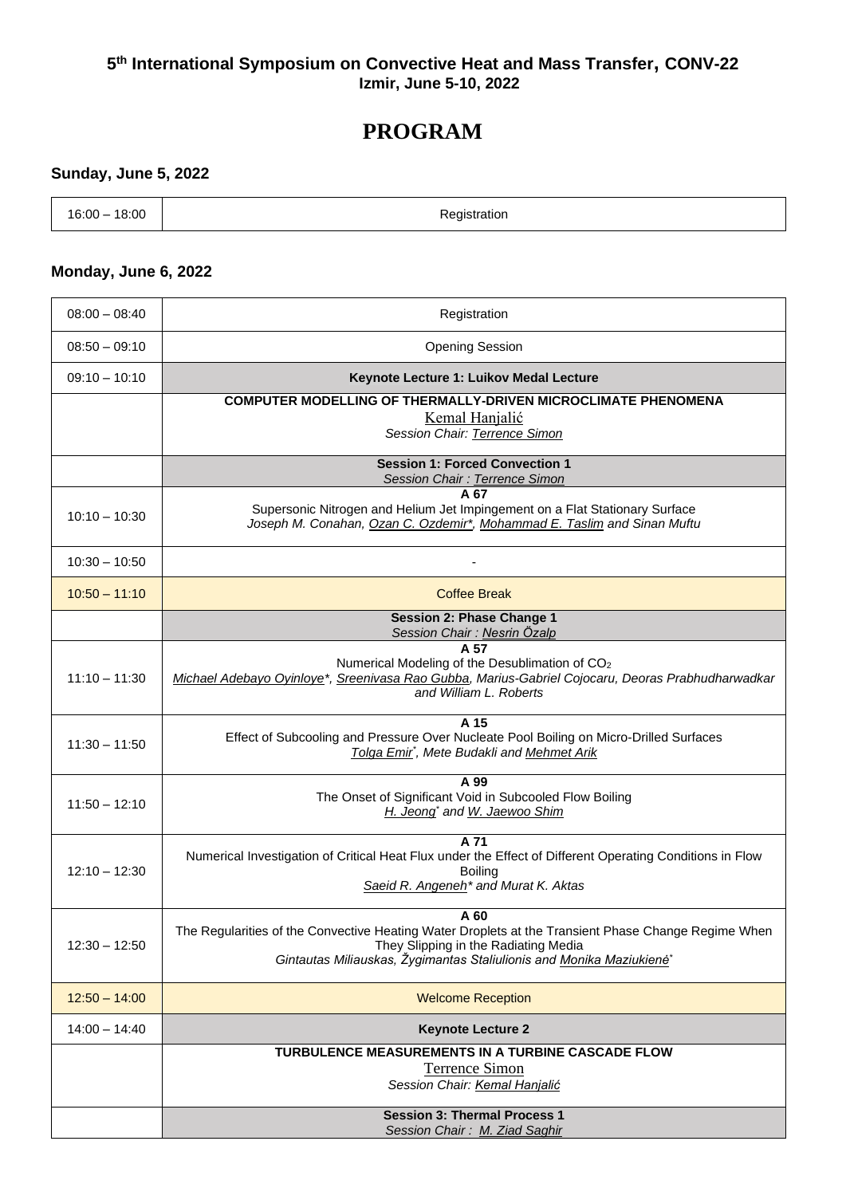**5th International Symposium on Convective Heat and Mass Transfer, CONV-22**
**Izmir, June 5-10, 2022**

# PROGRAM

### Sunday, June 5, 2022

| | |
|---|---|
| 16:00 – 18:00 | Registration |

### Monday, June 6, 2022

| | |
|---|---|
| 08:00 – 08:40 | Registration |
| 08:50 – 09:10 | Opening Session |
| 09:10 – 10:10 | **Keynote Lecture 1: Luikov Medal Lecture** |
| | **COMPUTER MODELLING OF THERMALLY-DRIVEN MICROCLIMATE PHENOMENA**<br>Kemal Hanjalić<br>*Session Chair: Terrence Simon* |
| | **Session 1: Forced Convection 1**<br>*Session Chair : Terrence Simon* |
| 10:10 – 10:30 | **A 67**<br>Supersonic Nitrogen and Helium Jet Impingement on a Flat Stationary Surface<br>*Joseph M. Conahan, Ozan C. Ozdemir*, Mohammad E. Taslim and Sinan Muftu* |
| 10:30 – 10:50 | - |
| 10:50 – 11:10 | Coffee Break |
| | **Session 2: Phase Change 1**<br>*Session Chair : Nesrin Özalp* |
| 11:10 – 11:30 | **A 57**<br>Numerical Modeling of the Desublimation of $CO_2$<br>*Michael Adebayo Oyinloye*, Sreenivasa Rao Gubba, Marius-Gabriel Cojocaru, Deoras Prabhudharwadkar and William L. Roberts* |
| 11:30 – 11:50 | **A 15**<br>Effect of Subcooling and Pressure Over Nucleate Pool Boiling on Micro-Drilled Surfaces<br>*Tolga Emir*, Mete Budakli and Mehmet Arik* |
| 11:50 – 12:10 | **A 99**<br>The Onset of Significant Void in Subcooled Flow Boiling<br>*H. Jeong* and W. Jaewoo Shim* |
| 12:10 – 12:30 | **A 71**<br>Numerical Investigation of Critical Heat Flux under the Effect of Different Operating Conditions in Flow Boiling<br>*Saeid R. Angeneh* and Murat K. Aktas* |
| 12:30 – 12:50 | **A 60**<br>The Regularities of the Convective Heating Water Droplets at the Transient Phase Change Regime When They Slipping in the Radiating Media<br>*Gintautas Miliauskas, Žygimantas Staliulionis and Monika Maziukienė** |
| 12:50 – 14:00 | Welcome Reception |
| 14:00 – 14:40 | **Keynote Lecture 2** |
| | **TURBULENCE MEASUREMENTS IN A TURBINE CASCADE FLOW**<br>Terrence Simon<br>*Session Chair: Kemal Hanjalić* |
| | **Session 3: Thermal Process 1**<br>*Session Chair : M. Ziad Saghir* |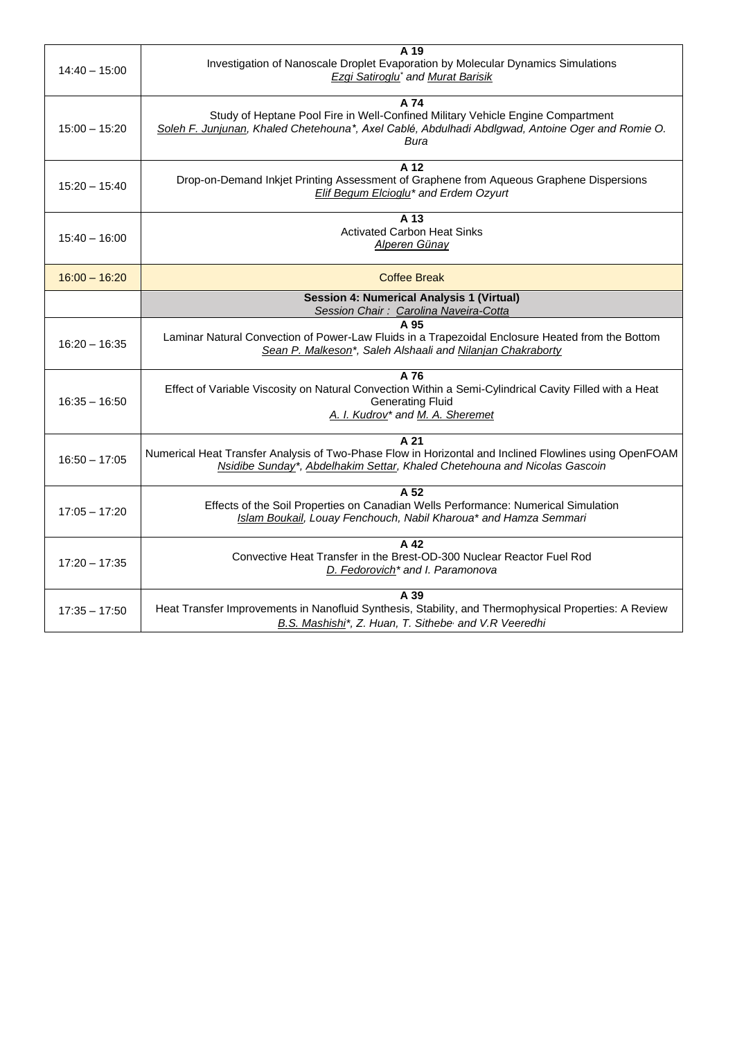| | |
|---|---|
| 14:40 – 15:00 | **A 19**<br>Investigation of Nanoscale Droplet Evaporation by Molecular Dynamics Simulations<br>*Ezgi Satiroglu*\* *and Murat Barisik* |
| 15:00 – 15:20 | **A 74**<br>Study of Heptane Pool Fire in Well-Confined Military Vehicle Engine Compartment<br>*Soleh F. Junjunan, Khaled Chetehouna\*, Axel Cablé, Abdulhadi Abdlgwad, Antoine Oger and Romie O. Bura* |
| 15:20 – 15:40 | **A 12**<br>Drop-on-Demand Inkjet Printing Assessment of Graphene from Aqueous Graphene Dispersions<br>*Elif Begum Elcioglu\* and Erdem Ozyurt* |
| 15:40 – 16:00 | **A 13**<br>Activated Carbon Heat Sinks<br>*Alperen Günay* |
| 16:00 – 16:20 | Coffee Break |
| | **Session 4: Numerical Analysis 1 (Virtual)**<br>*Session Chair : Carolina Naveira-Cotta* |
| 16:20 – 16:35 | **A 95**<br>Laminar Natural Convection of Power-Law Fluids in a Trapezoidal Enclosure Heated from the Bottom<br>*Sean P. Malkeson\*, Saleh Alshaali and Nilanjan Chakraborty* |
| 16:35 – 16:50 | **A 76**<br>Effect of Variable Viscosity on Natural Convection Within a Semi-Cylindrical Cavity Filled with a Heat Generating Fluid<br>*A. I. Kudrov\* and M. A. Sheremet* |
| 16:50 – 17:05 | **A 21**<br>Numerical Heat Transfer Analysis of Two-Phase Flow in Horizontal and Inclined Flowlines using OpenFOAM<br>*Nsidibe Sunday\*, Abdelhakim Settar, Khaled Chetehouna and Nicolas Gascoin* |
| 17:05 – 17:20 | **A 52**<br>Effects of the Soil Properties on Canadian Wells Performance: Numerical Simulation<br>*Islam Boukail, Louay Fenchouch, Nabil Kharoua\* and Hamza Semmari* |
| 17:20 – 17:35 | **A 42**<br>Convective Heat Transfer in the Brest-OD-300 Nuclear Reactor Fuel Rod<br>*D. Fedorovich\* and I. Paramonova* |
| 17:35 – 17:50 | **A 39**<br>Heat Transfer Improvements in Nanofluid Synthesis, Stability, and Thermophysical Properties: A Review<br>*B.S. Mashishi\*, Z. Huan, T. Sithebe and V.R Veeredhi* |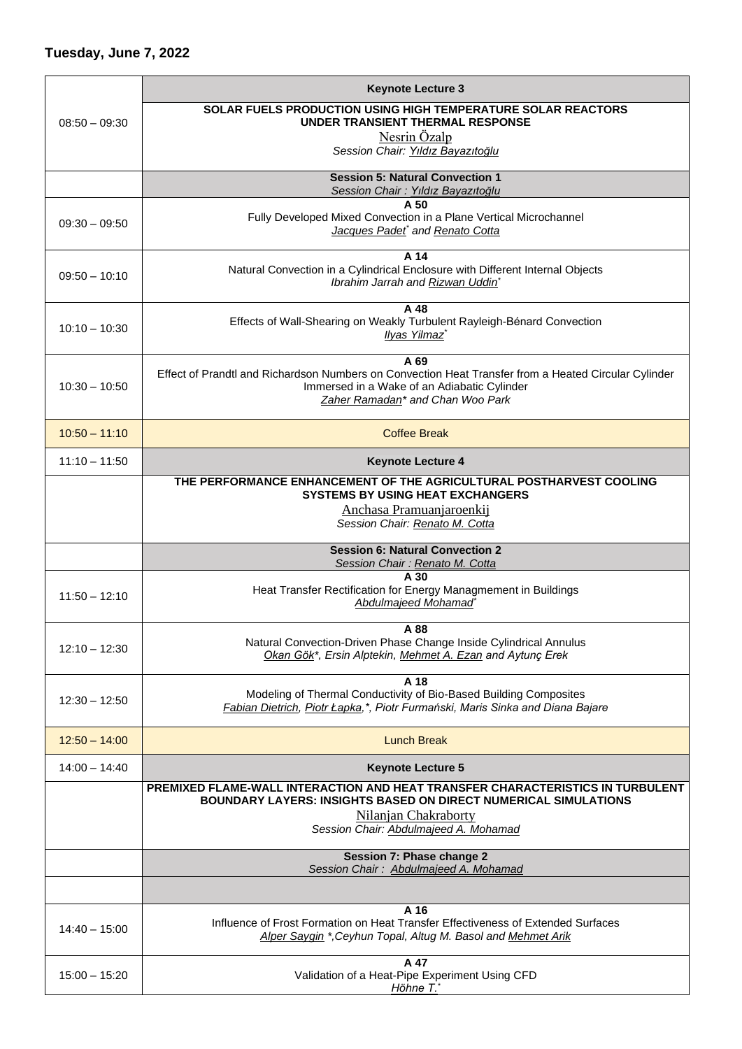## Tuesday, June 7, 2022

| | |
|---|---|
| 08:50 – 09:30 | **Keynote Lecture 3** |
| | **SOLAR FUELS PRODUCTION USING HIGH TEMPERATURE SOLAR REACTORS UNDER TRANSIENT THERMAL RESPONSE**<br>Nesrin Özalp<br>*Session Chair: Yıldız Bayazıtoğlu* |
| | **Session 5: Natural Convection 1**<br>*Session Chair : Yıldız Bayazıtoğlu* |
| 09:30 – 09:50 | **A 50**<br>Fully Developed Mixed Convection in a Plane Vertical Microchannel<br>*Jacques Padet** *and Renato Cotta* |
| 09:50 – 10:10 | **A 14**<br>Natural Convection in a Cylindrical Enclosure with Different Internal Objects<br>*Ibrahim Jarrah and Rizwan Uddin** |
| 10:10 – 10:30 | **A 48**<br>Effects of Wall-Shearing on Weakly Turbulent Rayleigh-Bénard Convection<br>*Ilyas Yilmaz** |
| 10:30 – 10:50 | **A 69**<br>Effect of Prandtl and Richardson Numbers on Convection Heat Transfer from a Heated Circular Cylinder Immersed in a Wake of an Adiabatic Cylinder<br>*Zaher Ramadan* and Chan Woo Park* |
| 10:50 – 11:10 | Coffee Break |
| 11:10 – 11:50 | **Keynote Lecture 4** |
| | **THE PERFORMANCE ENHANCEMENT OF THE AGRICULTURAL POSTHARVEST COOLING SYSTEMS BY USING HEAT EXCHANGERS**<br>Anchasa Pramuanjaroenkij<br>*Session Chair: Renato M. Cotta* |
| | **Session 6: Natural Convection 2**<br>*Session Chair : Renato M. Cotta* |
| 11:50 – 12:10 | **A 30**<br>Heat Transfer Rectification for Energy Managmement in Buildings<br>*Abdulmajeed Mohamad** |
| 12:10 – 12:30 | **A 88**<br>Natural Convection-Driven Phase Change Inside Cylindrical Annulus<br>*Okan Gök*, Ersin Alptekin, Mehmet A. Ezan and Aytunç Erek* |
| 12:30 – 12:50 | **A 18**<br>Modeling of Thermal Conductivity of Bio-Based Building Composites<br>*Fabian Dietrich, Piotr Łapka,*, Piotr Furmański, Maris Sinka and Diana Bajare* |
| 12:50 – 14:00 | Lunch Break |
| 14:00 – 14:40 | **Keynote Lecture 5** |
| | **PREMIXED FLAME-WALL INTERACTION AND HEAT TRANSFER CHARACTERISTICS IN TURBULENT BOUNDARY LAYERS: INSIGHTS BASED ON DIRECT NUMERICAL SIMULATIONS**<br>Nilanjan Chakraborty<br>*Session Chair: Abdulmajeed A. Mohamad* |
| | **Session 7: Phase change 2**<br>*Session Chair : Abdulmajeed A. Mohamad* |
| | |
| 14:40 – 15:00 | **A 16**<br>Influence of Frost Formation on Heat Transfer Effectiveness of Extended Surfaces<br>*Alper Saygin *,Ceyhun Topal, Altug M. Basol and Mehmet Arik* |
| 15:00 – 15:20 | **A 47**<br>Validation of a Heat-Pipe Experiment Using CFD<br>*Höhne T.** |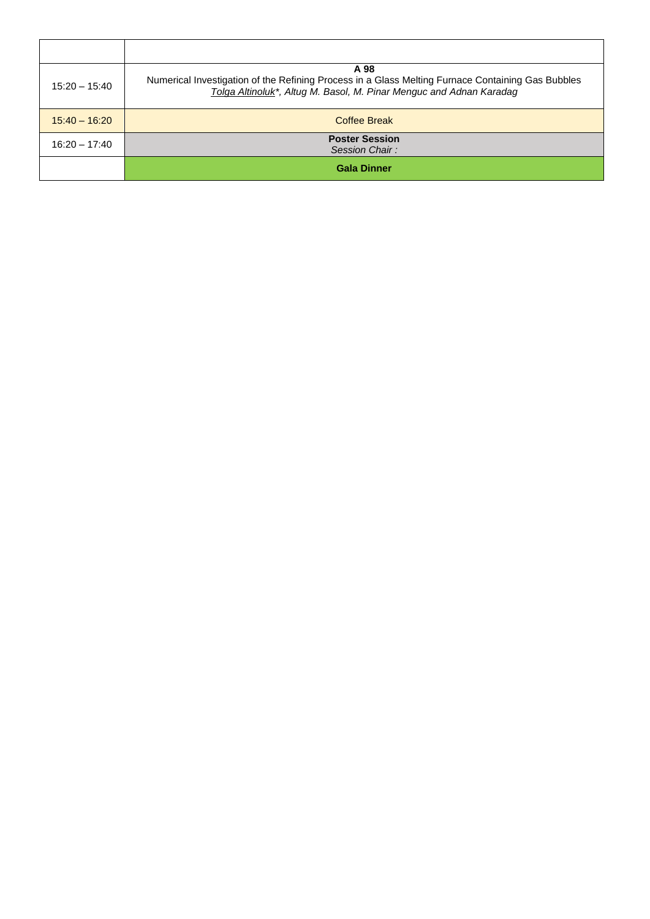| | |
|---|---|
| 15:20 – 15:40 | **A 98**<br>Numerical Investigation of the Refining Process in a Glass Melting Furnace Containing Gas Bubbles<br>*Tolga Altinoluk*, Altug M. Basol, M. Pinar Menguc and Adnan Karadag* |
| 15:40 – 16:20 | Coffee Break |
| 16:20 – 17:40 | **Poster Session**<br>*Session Chair :* |
| | **Gala Dinner** |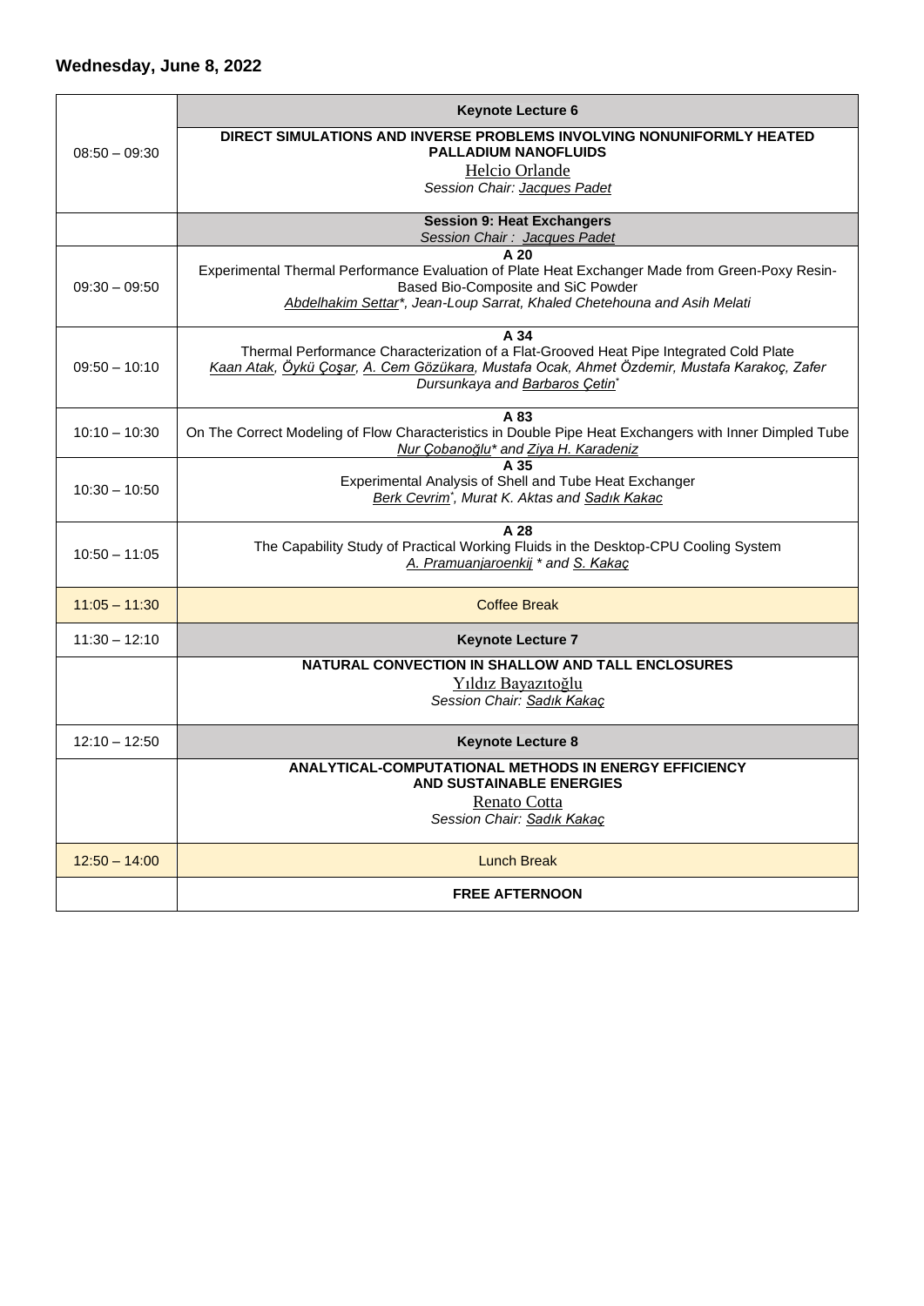## Wednesday, June 8, 2022

| | |
|---|---|
| 08:50 – 09:30 | **Keynote Lecture 6**<br>**DIRECT SIMULATIONS AND INVERSE PROBLEMS INVOLVING NONUNIFORMLY HEATED PALLADIUM NANOFLUIDS**<br>Helcio Orlande<br>*Session Chair: Jacques Padet* |
| | **Session 9: Heat Exchangers**<br>*Session Chair : Jacques Padet* |
| 09:30 – 09:50 | **A 20**<br>Experimental Thermal Performance Evaluation of Plate Heat Exchanger Made from Green-Poxy Resin-Based Bio-Composite and SiC Powder<br>*Abdelhakim Settar*, Jean-Loup Sarrat, Khaled Chetehouna and Asih Melati* |
| 09:50 – 10:10 | **A 34**<br>Thermal Performance Characterization of a Flat-Grooved Heat Pipe Integrated Cold Plate<br>*Kaan Atak, Öykü Çoşar, A. Cem Gözükara, Mustafa Ocak, Ahmet Özdemir, Mustafa Karakoç, Zafer Dursunkaya and Barbaros Çetin** |
| 10:10 – 10:30 | **A 83**<br>On The Correct Modeling of Flow Characteristics in Double Pipe Heat Exchangers with Inner Dimpled Tube<br>*Nur Çobanoğlu* and Ziya H. Karadeniz* |
| 10:30 – 10:50 | **A 35**<br>Experimental Analysis of Shell and Tube Heat Exchanger<br>*Berk Cevrim*, Murat K. Aktas and Sadık Kakac* |
| 10:50 – 11:05 | **A 28**<br>The Capability Study of Practical Working Fluids in the Desktop-CPU Cooling System<br>*A. Pramuanjaroenkij * and S. Kakaç* |
| 11:05 – 11:30 | Coffee Break |
| 11:30 – 12:10 | **Keynote Lecture 7**<br>**NATURAL CONVECTION IN SHALLOW AND TALL ENCLOSURES**<br>Yıldız Bayazıtoğlu<br>*Session Chair: Sadık Kakaç* |
| 12:10 – 12:50 | **Keynote Lecture 8**<br>**ANALYTICAL-COMPUTATIONAL METHODS IN ENERGY EFFICIENCY AND SUSTAINABLE ENERGIES**<br>Renato Cotta<br>*Session Chair: Sadık Kakaç* |
| 12:50 – 14:00 | Lunch Break |
| | **FREE AFTERNOON** |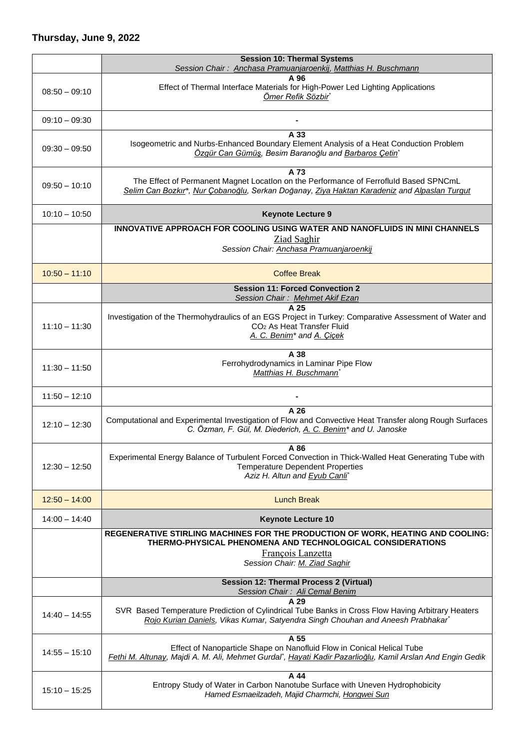## Thursday, June 9, 2022

| | |
|---|---|
| | **Session 10: Thermal Systems**<br>*Session Chair : Anchasa Pramuanjaroenkij, Matthias H. Buschmann* |
| 08:50 – 09:10 | **A 96**<br>Effect of Thermal Interface Materials for High-Power Led Lighting Applications<br>*Ömer Refik Sözbir\** |
| 09:10 – 09:30 | **-** |
| 09:30 – 09:50 | **A 33**<br>Isogeometric and Nurbs-Enhanced Boundary Element Analysis of a Heat Conduction Problem<br>*Özgür Can Gümüş, Besim Baranoğlu and Barbaros Çetin\** |
| 09:50 – 10:10 | **A 73**<br>The Effect of Permanent Magnet LocatIon on the Performance of FerrofluId Based SPNCmL<br>*Selim Can Bozkır\*, Nur Çobanoğlu, Serkan Doğanay, Ziya Haktan Karadeniz and Alpaslan Turgut* |
| 10:10 – 10:50 | **Keynote Lecture 9** |
| | **INNOVATIVE APPROACH FOR COOLING USING WATER AND NANOFLUIDS IN MINI CHANNELS**<br>Ziad Saghir<br>*Session Chair: Anchasa Pramuanjaroenkij* |
| 10:50 – 11:10 | Coffee Break |
| | **Session 11: Forced Convection 2**<br>*Session Chair : Mehmet Akif Ezan* |
| 11:10 – 11:30 | **A 25**<br>Investigation of the Thermohydraulics of an EGS Project in Turkey: Comparative Assessment of Water and $CO_2$ As Heat Transfer Fluid<br>*A. C. Benim\* and A. Çiçek* |
| 11:30 – 11:50 | **A 38**<br>Ferrohydrodynamics in Laminar Pipe Flow<br>*Matthias H. Buschmann\** |
| 11:50 – 12:10 | **-** |
| 12:10 – 12:30 | **A 26**<br>Computational and Experimental Investigation of Flow and Convective Heat Transfer along Rough Surfaces<br>*C. Özman, F. Gül, M. Diederich, A. C. Benim\* and U. Janoske* |
| 12:30 – 12:50 | **A 86**<br>Experimental Energy Balance of Turbulent Forced Convection in Thick-Walled Heat Generating Tube with Temperature Dependent Properties<br>*Aziz H. Altun and Eyub Canli\** |
| 12:50 – 14:00 | Lunch Break |
| 14:00 – 14:40 | **Keynote Lecture 10** |
| | **REGENERATIVE STIRLING MACHINES FOR THE PRODUCTION OF WORK, HEATING AND COOLING: THERMO-PHYSICAL PHENOMENA AND TECHNOLOGICAL CONSIDERATIONS**<br>François Lanzetta<br>*Session Chair: M. Ziad Saghir* |
| | **Session 12: Thermal Process 2 (Virtual)**<br>*Session Chair : Ali Cemal Benim* |
| 14:40 – 14:55 | **A 29**<br>SVR Based Temperature Prediction of Cylindrical Tube Banks in Cross Flow Having Arbitrary Heaters<br>*Rojo Kurian Daniels, Vikas Kumar, Satyendra Singh Chouhan and Aneesh Prabhakar\** |
| 14:55 – 15:10 | **A 55**<br>Effect of Nanoparticle Shape on Nanofluid Flow in Conical Helical Tube<br>*Fethi M. Altunay, Majdi A. M. Ali, Mehmet Gurdal\*, Hayati Kadir Pazarlioğlu, Kamil Arslan And Engin Gedik* |
| 15:10 – 15:25 | **A 44**<br>Entropy Study of Water in Carbon Nanotube Surface with Uneven Hydrophobicity<br>*Hamed Esmaeilzadeh, Majid Charmchi, Hongwei Sun* |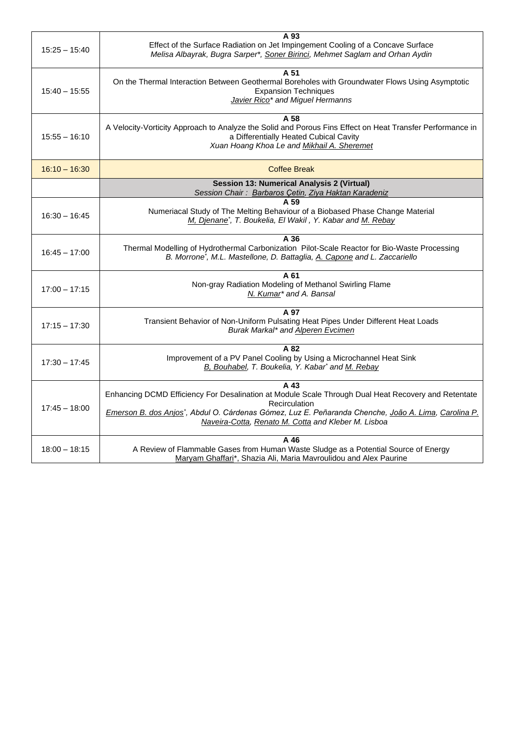| | |
|---|---|
| 15:25 – 15:40 | **A 93**<br>Effect of the Surface Radiation on Jet Impingement Cooling of a Concave Surface<br>*Melisa Albayrak, Bugra Sarper*, Soner Birinci, Mehmet Saglam and Orhan Aydin* |
| 15:40 – 15:55 | **A 51**<br>On the Thermal Interaction Between Geothermal Boreholes with Groundwater Flows Using Asymptotic Expansion Techniques<br>*Javier Rico* and Miguel Hermanns* |
| 15:55 – 16:10 | **A 58**<br>A Velocity-Vorticity Approach to Analyze the Solid and Porous Fins Effect on Heat Transfer Performance in a Differentially Heated Cubical Cavity<br>*Xuan Hoang Khoa Le and Mikhail A. Sheremet* |
| 16:10 – 16:30 | Coffee Break |
| | **Session 13: Numerical Analysis 2 (Virtual)**<br>*Session Chair : Barbaros Çetin, Ziya Haktan Karadeniz* |
| 16:30 – 16:45 | **A 59**<br>Numeriacal Study of The Melting Behaviour of a Biobased Phase Change Material<br>*M, Djenane*, T. Boukelia, El Wakil , Y. Kabar and M. Rebay* |
| 16:45 – 17:00 | **A 36**<br>Thermal Modelling of Hydrothermal Carbonization Pilot-Scale Reactor for Bio-Waste Processing<br>*B. Morrone*, M.L. Mastellone, D. Battaglia, A. Capone and L. Zaccariello* |
| 17:00 – 17:15 | **A 61**<br>Non-gray Radiation Modeling of Methanol Swirling Flame<br>*N. Kumar* and A. Bansal* |
| 17:15 – 17:30 | **A 97**<br>Transient Behavior of Non-Uniform Pulsating Heat Pipes Under Different Heat Loads<br>*Burak Markal* and Alperen Evcimen* |
| 17:30 – 17:45 | **A 82**<br>Improvement of a PV Panel Cooling by Using a Microchannel Heat Sink<br>*B, Bouhabel, T. Boukelia, Y. Kabar* and M. Rebay* |
| 17:45 – 18:00 | **A 43**<br>Enhancing DCMD Efficiency For Desalination at Module Scale Through Dual Heat Recovery and Retentate Recirculation<br>*Emerson B. dos Anjos*, Abdul O. Cárdenas Gómez, Luz E. Peñaranda Chenche, João A. Lima, Carolina P. Naveira-Cotta, Renato M. Cotta and Kleber M. Lisboa* |
| 18:00 – 18:15 | **A 46**<br>A Review of Flammable Gases from Human Waste Sludge as a Potential Source of Energy<br>Maryam Ghaffari*, Shazia Ali, Maria Mavroulidou and Alex Paurine |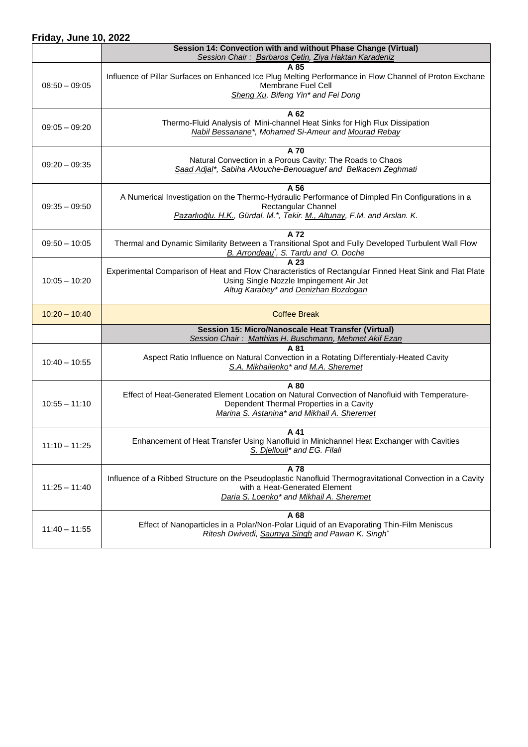**Friday, June 10, 2022**

| | |
|---|---|
| | **Session 14: Convection with and without Phase Change (Virtual)**<br>*Session Chair : Barbaros Çetin, Ziya Haktan Karadeniz* |
| 08:50 – 09:05 | **A 85**<br>Influence of Pillar Surfaces on Enhanced Ice Plug Melting Performance in Flow Channel of Proton Exchane Membrane Fuel Cell<br>*Sheng Xu, Bifeng Yin* and Fei Dong* |
| 09:05 – 09:20 | **A 62**<br>Thermo-Fluid Analysis of Mini-channel Heat Sinks for High Flux Dissipation<br>*Nabil Bessanane*, Mohamed Si-Ameur and Mourad Rebay* |
| 09:20 – 09:35 | **A 70**<br>Natural Convection in a Porous Cavity: The Roads to Chaos<br>*Saad Adjal*, Sabiha Aklouche-Benouaguef and Belkacem Zeghmati* |
| 09:35 – 09:50 | **A 56**<br>A Numerical Investigation on the Thermo-Hydraulic Performance of Dimpled Fin Configurations in a Rectangular Channel<br>*Pazarlıoğlu. H.K., Gürdal. M.*, Tekir. M., Altunay, F.M. and Arslan. K.* |
| 09:50 – 10:05 | **A 72**<br>Thermal and Dynamic Similarity Between a Transitional Spot and Fully Developed Turbulent Wall Flow<br>*B. Arrondeau*, S. Tardu and O. Doche* |
| 10:05 – 10:20 | **A 23**<br>Experimental Comparison of Heat and Flow Characteristics of Rectangular Finned Heat Sink and Flat Plate Using Single Nozzle Impingement Air Jet<br>*Altug Karabey* and Denizhan Bozdogan* |
| 10:20 – 10:40 | Coffee Break |
| | **Session 15: Micro/Nanoscale Heat Transfer (Virtual)**<br>*Session Chair : Matthias H. Buschmann, Mehmet Akif Ezan* |
| 10:40 – 10:55 | **A 81**<br>Aspect Ratio Influence on Natural Convection in a Rotating Differentialy-Heated Cavity<br>*S.A. Mikhailenko* and M.A. Sheremet* |
| 10:55 – 11:10 | **A 80**<br>Effect of Heat-Generated Element Location on Natural Convection of Nanofluid with Temperature-Dependent Thermal Properties in a Cavity<br>*Marina S. Astanina* and Mikhail A. Sheremet* |
| 11:10 – 11:25 | **A 41**<br>Enhancement of Heat Transfer Using Nanofluid in Minichannel Heat Exchanger with Cavities<br>*S. Djellouli* and EG. Filali* |
| 11:25 – 11:40 | **A 78**<br>Influence of a Ribbed Structure on the Pseudoplastic Nanofluid Thermogravitational Convection in a Cavity with a Heat-Generated Element<br>*Daria S. Loenko* and Mikhail A. Sheremet* |
| 11:40 – 11:55 | **A 68**<br>Effect of Nanoparticles in a Polar/Non-Polar Liquid of an Evaporating Thin-Film Meniscus<br>*Ritesh Dwivedi, Saumya Singh and Pawan K. Singh** |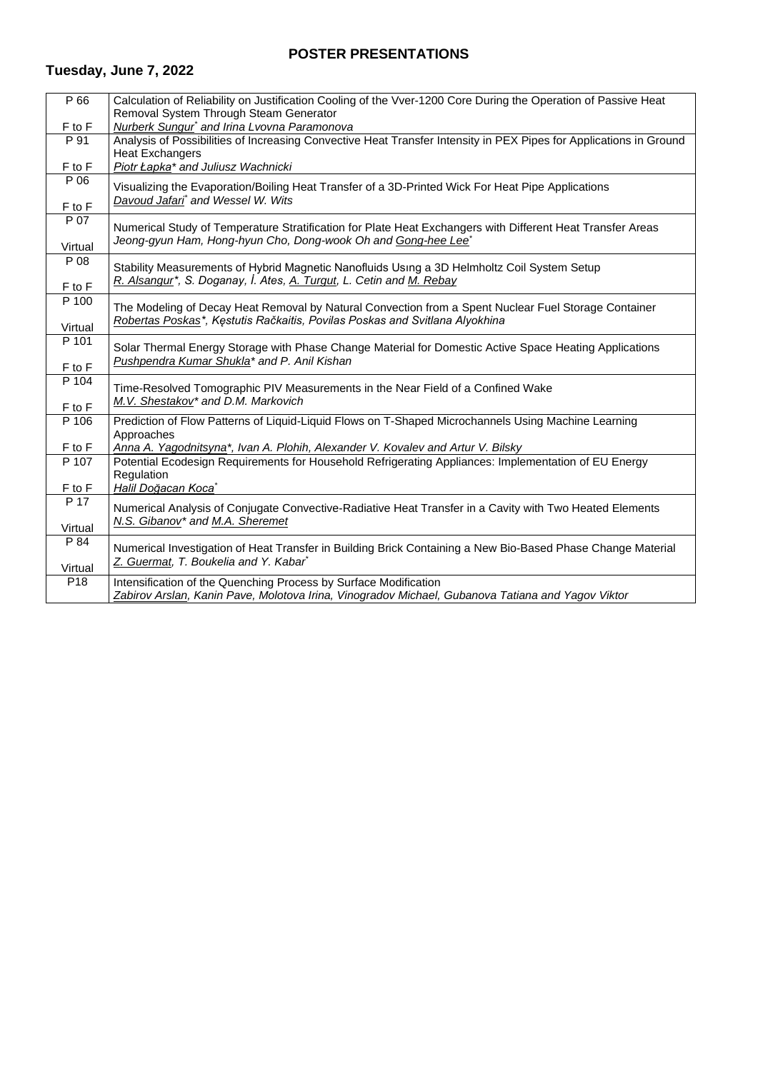## POSTER PRESENTATIONS

### Tuesday, June 7, 2022

| | |
|---|---|
| P 66<br>F to F | Calculation of Reliability on Justification Cooling of the Vver-1200 Core During the Operation of Passive Heat Removal System Through Steam Generator<br>*Nurberk Sungur* * *and Irina Lvovna Paramonova* |
| P 91<br>F to F | Analysis of Possibilities of Increasing Convective Heat Transfer Intensity in PEX Pipes for Applications in Ground Heat Exchangers<br>*Piotr Łapka* * *and Juliusz Wachnicki* |
| P 06<br>F to F | Visualizing the Evaporation/Boiling Heat Transfer of a 3D-Printed Wick For Heat Pipe Applications<br>*Davoud Jafari* * *and Wessel W. Wits* |
| P 07<br>Virtual | Numerical Study of Temperature Stratification for Plate Heat Exchangers with Different Heat Transfer Areas<br>*Jeong-gyun Ham, Hong-hyun Cho, Dong-wook Oh and Gong-hee Lee* * |
| P 08<br>F to F | Stability Measurements of Hybrid Magnetic Nanofluids Usıng a 3D Helmholtz Coil System Setup<br>*R. Alsangur* *, *S. Doganay, İ. Ates, A. Turgut, L. Cetin and M. Rebay* |
| P 100<br>Virtual | The Modeling of Decay Heat Removal by Natural Convection from a Spent Nuclear Fuel Storage Container<br>*Robertas Poskas* *, *Kęstutis Račkaitis, Povilas Poskas and Svitlana Alyokhina* |
| P 101<br>F to F | Solar Thermal Energy Storage with Phase Change Material for Domestic Active Space Heating Applications<br>*Pushpendra Kumar Shukla* * *and P. Anil Kishan* |
| P 104<br>F to F | Time-Resolved Tomographic PIV Measurements in the Near Field of a Confined Wake<br>*M.V. Shestakov* * *and D.M. Markovich* |
| P 106<br>F to F | Prediction of Flow Patterns of Liquid-Liquid Flows on T-Shaped Microchannels Using Machine Learning Approaches<br>*Anna A. Yagodnitsyna* *, *Ivan A. Plohih, Alexander V. Kovalev and Artur V. Bilsky* |
| P 107<br>F to F | Potential Ecodesign Requirements for Household Refrigerating Appliances: Implementation of EU Energy Regulation<br>*Halil Doğacan Koca* * |
| P 17<br>Virtual | Numerical Analysis of Conjugate Convective-Radiative Heat Transfer in a Cavity with Two Heated Elements<br>*N.S. Gibanov* * *and M.A. Sheremet* |
| P 84<br>Virtual | Numerical Investigation of Heat Transfer in Building Brick Containing a New Bio-Based Phase Change Material<br>*Z. Guermat, T. Boukelia and Y. Kabar* * |
| P18 | Intensification of the Quenching Process by Surface Modification<br>*Zabirov Arslan, Kanin Pave, Molotova Irina, Vinogradov Michael, Gubanova Tatiana and Yagov Viktor* |